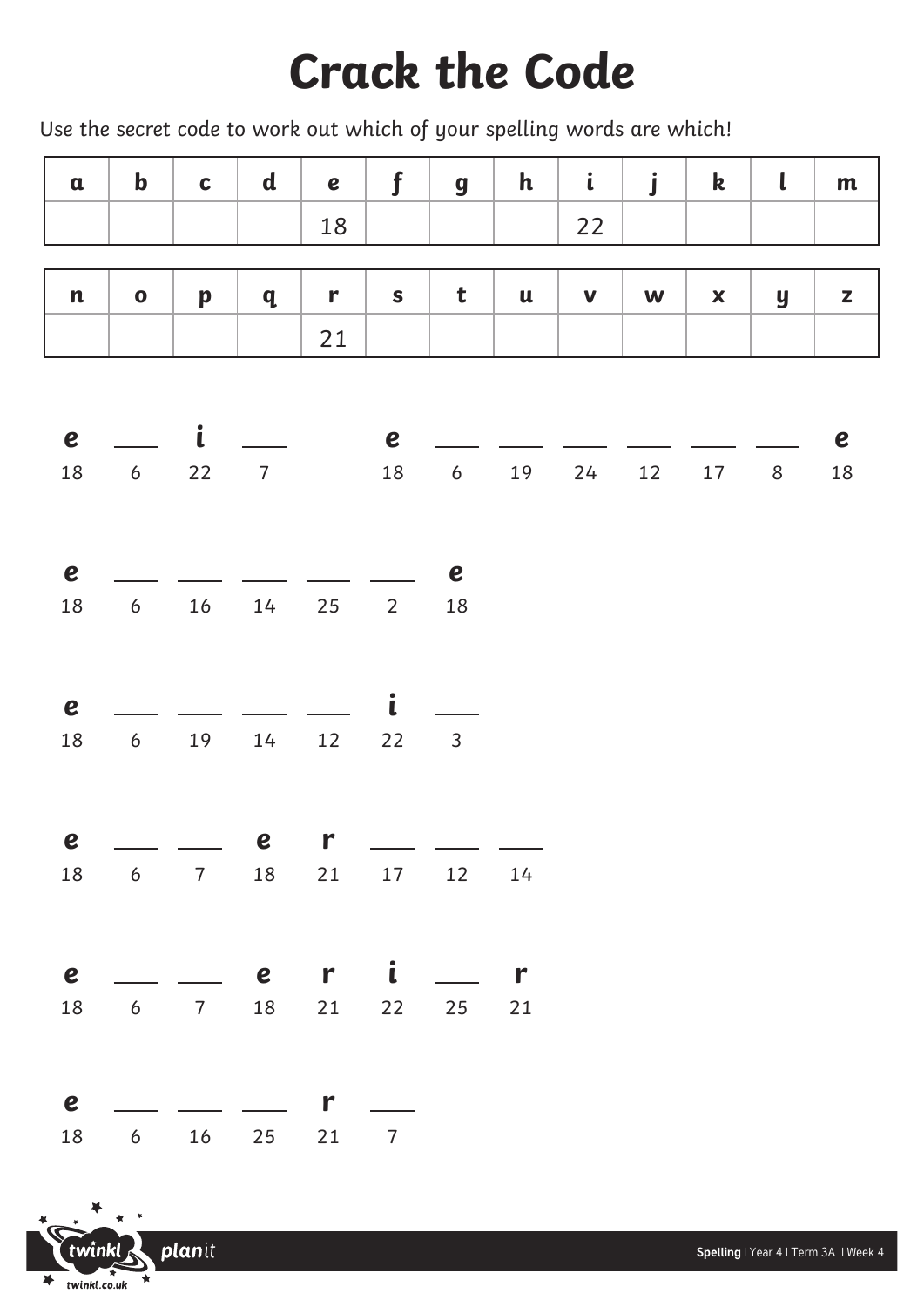# Crack the Code

Use the secret code to work out which of your spelling words are which!

| a | b | c | d | e | f | g | h | i | j | k | l | m |
|---|---|---|---|---|---|---|---|---|---|---|---|---|
| | | | | 18 | | | | 22 | | | | |

| n | o | p | q | r | s | t | u | v | w | x | y | z |
|---|---|---|---|---|---|---|---|---|---|---|---|---|
| | | | | 21 | | | | | | | | |

| e | ___ | i | ___ | | e | ___ | ___ | ___ | ___ | ___ | ___ | e |
|---|---|---|---|---|---|---|---|---|---|---|---|---|
| 18 | 6 | 22 | 7 | | 18 | 6 | 19 | 24 | 12 | 17 | 8 | 18 |

| e | ___ | ___ | ___ | ___ | ___ | e |
|---|---|---|---|---|---|---|
| 18 | 6 | 16 | 14 | 25 | 2 | 18 |

| e | ___ | ___ | ___ | ___ | i | ___ |
|---|---|---|---|---|---|---|
| 18 | 6 | 19 | 14 | 12 | 22 | 3 |

| e | ___ | ___ | e | r | ___ | ___ | ___ |
|---|---|---|---|---|---|---|---|
| 18 | 6 | 7 | 18 | 21 | 17 | 12 | 14 |

| e | ___ | ___ | e | r | i | ___ | r |
|---|---|---|---|---|---|---|---|
| 18 | 6 | 7 | 18 | 21 | 22 | 25 | 21 |

| e | ___ | ___ | ___ | r | ___ |
|---|---|---|---|---|---|
| 18 | 6 | 16 | 25 | 21 | 7 |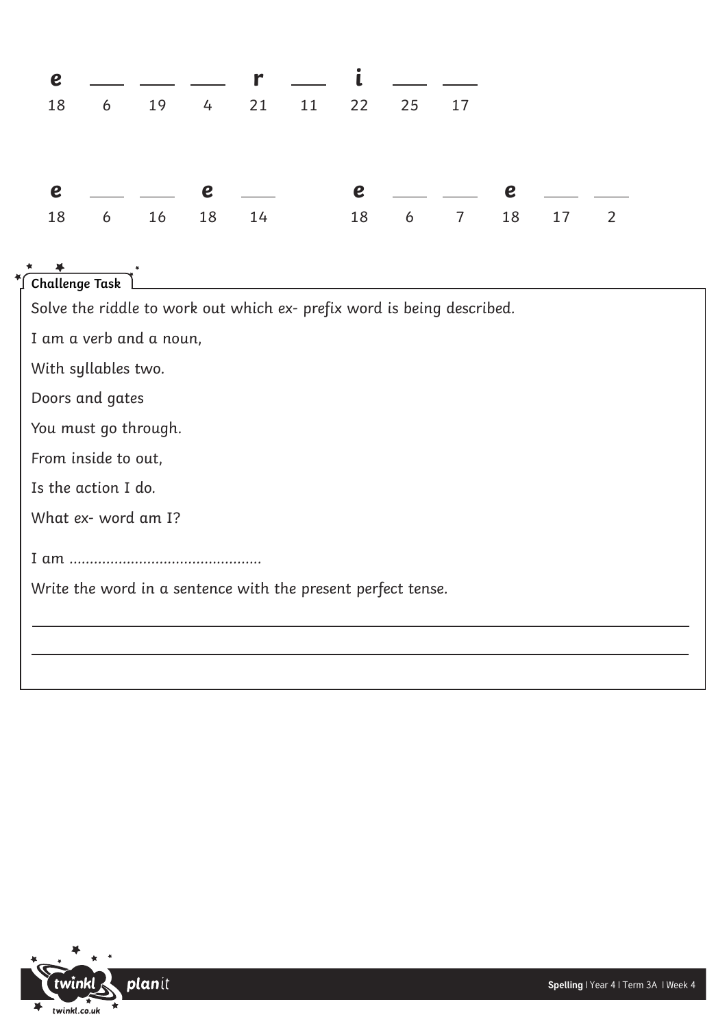| e | ___ | ___ | ___ | r | ___ | i | ___ | ___ |
|---|---|---|---|---|---|---|---|---|
| 18 | 6 | 19 | 4 | 21 | 11 | 22 | 25 | 17 |

| e | ___ | ___ | e | ___ | | e | ___ | ___ | e | ___ | ___ |
|---|---|---|---|---|---|---|---|---|---|---|---|
| 18 | 6 | 16 | 18 | 14 | | 18 | 6 | 7 | 18 | 17 | 2 |

**Challenge Task**

Solve the riddle to work out which ex- prefix word is being described.

I am a verb and a noun,

With syllables two.

Doors and gates

You must go through.

From inside to out,

Is the action I do.

What ex- word am I?

I am ..............................................

Write the word in a sentence with the present perfect tense.

___________________________________________________________________________

___________________________________________________________________________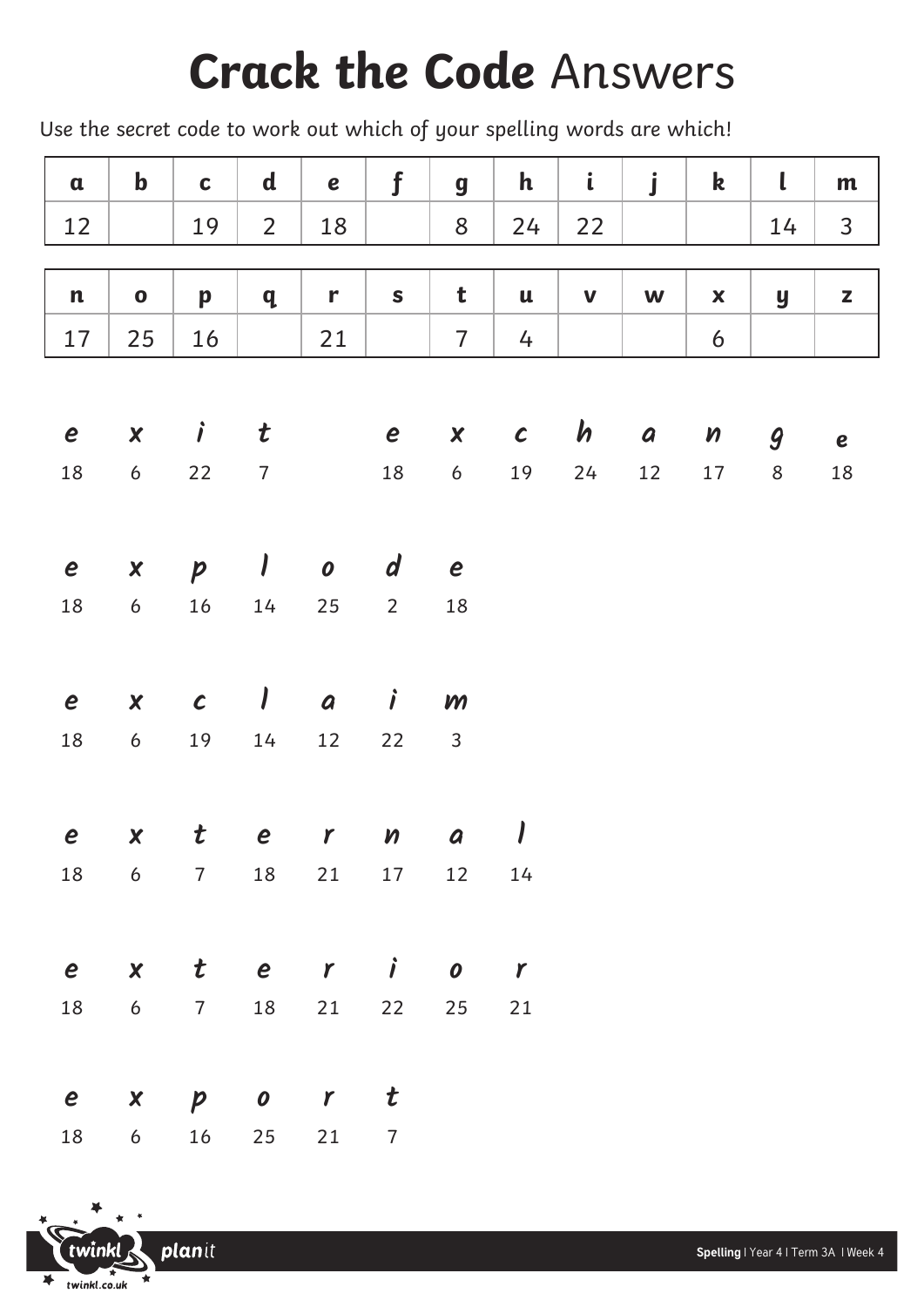# **Crack the Code** Answers

Use the secret code to work out which of your spelling words are which!

| a | b | c | d | e | f | g | h | i | j | k | l | m |
|---|---|---|---|---|---|---|---|---|---|---|---|---|
| 12 | | 19 | 2 | 18 | | 8 | 24 | 22 | | | 14 | 3 |

| n | o | p | q | r | s | t | u | v | w | x | y | z |
|---|---|---|---|---|---|---|---|---|---|---|---|---|
| 17 | 25 | 16 | | 21 | | 7 | 4 | | | 6 | | |

| e | x | i | t |
|---|---|---|---|
| 18 | 6 | 22 | 7 |

| e | x | c | h | a | n | g | e |
|---|---|---|---|---|---|---|---|
| 18 | 6 | 19 | 24 | 12 | 17 | 8 | 18 |

| e | x | p | l | o | d | e |
|---|---|---|---|---|---|---|
| 18 | 6 | 16 | 14 | 25 | 2 | 18 |

| e | x | c | l | a | i | m |
|---|---|---|---|---|---|---|
| 18 | 6 | 19 | 14 | 12 | 22 | 3 |

| e | x | t | e | r | n | a | l |
|---|---|---|---|---|---|---|---|
| 18 | 6 | 7 | 18 | 21 | 17 | 12 | 14 |

| e | x | t | e | r | i | o | r |
|---|---|---|---|---|---|---|---|
| 18 | 6 | 7 | 18 | 21 | 22 | 25 | 21 |

| e | x | p | o | r | t |
|---|---|---|---|---|---|
| 18 | 6 | 16 | 25 | 21 | 7 |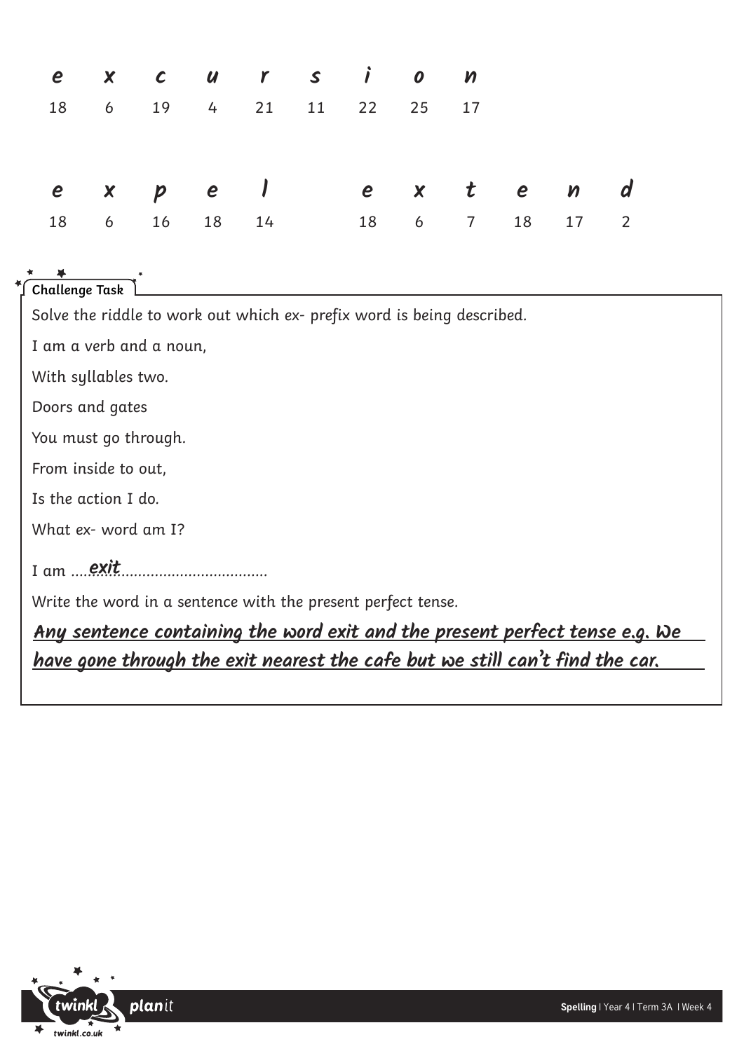| e | x | c | u | r | s | i | o | n |
|---|---|---|---|---|---|---|---|---|
| 18 | 6 | 19 | 4 | 21 | 11 | 22 | 25 | 17 |

| e | x | p | e | l |
|---|---|---|---|---|
| 18 | 6 | 16 | 18 | 14 |

| e | x | t | e | n | d |
|---|---|---|---|---|---|
| 18 | 6 | 7 | 18 | 17 | 2 |

**Challenge Task**

Solve the riddle to work out which *ex-* prefix word is being described.

I am a verb and a noun,

With syllables two.

Doors and gates

You must go through.

From inside to out,

Is the action I do.

What *ex-* word am I?

I am ...**exit**...........................................

Write the word in a sentence with the present perfect tense.

**Any sentence containing the word exit and the present perfect tense e.g. We have gone through the exit nearest the cafe but we still can't find the car.**